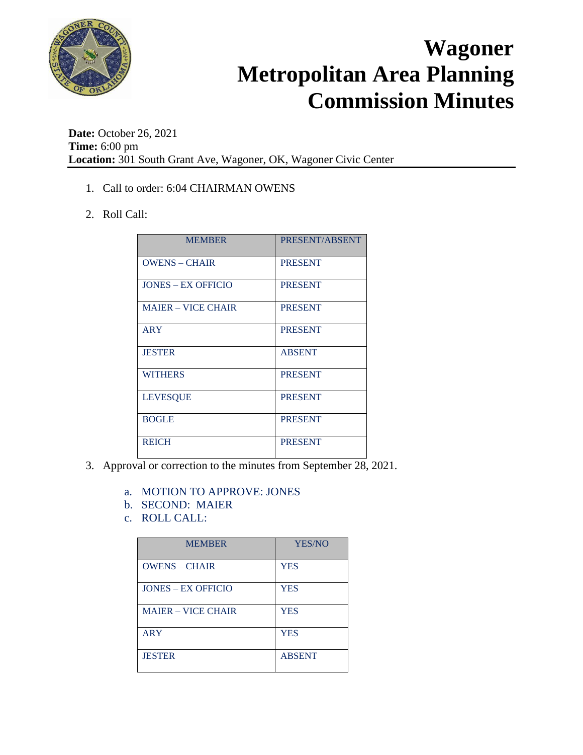# Wagoner Metropolitan Area Planning Commission Minutes

**Date:** October 26, 2021
**Time:** 6:00 pm
**Location:** 301 South Grant Ave, Wagoner, OK, Wagoner Civic Center

1. Call to order: 6:04 CHAIRMAN OWENS

2. Roll Call:

| MEMBER | PRESENT/ABSENT |
|---|---|
| OWENS – CHAIR | PRESENT |
| JONES – EX OFFICIO | PRESENT |
| MAIER – VICE CHAIR | PRESENT |
| ARY | PRESENT |
| JESTER | ABSENT |
| WITHERS | PRESENT |
| LEVESQUE | PRESENT |
| BOGLE | PRESENT |
| REICH | PRESENT |

3. Approval or correction to the minutes from September 28, 2021.

   a. MOTION TO APPROVE: JONES
   b. SECOND: MAIER
   c. ROLL CALL:

| MEMBER | YES/NO |
|---|---|
| OWENS – CHAIR | YES |
| JONES – EX OFFICIO | YES |
| MAIER – VICE CHAIR | YES |
| ARY | YES |
| JESTER | ABSENT |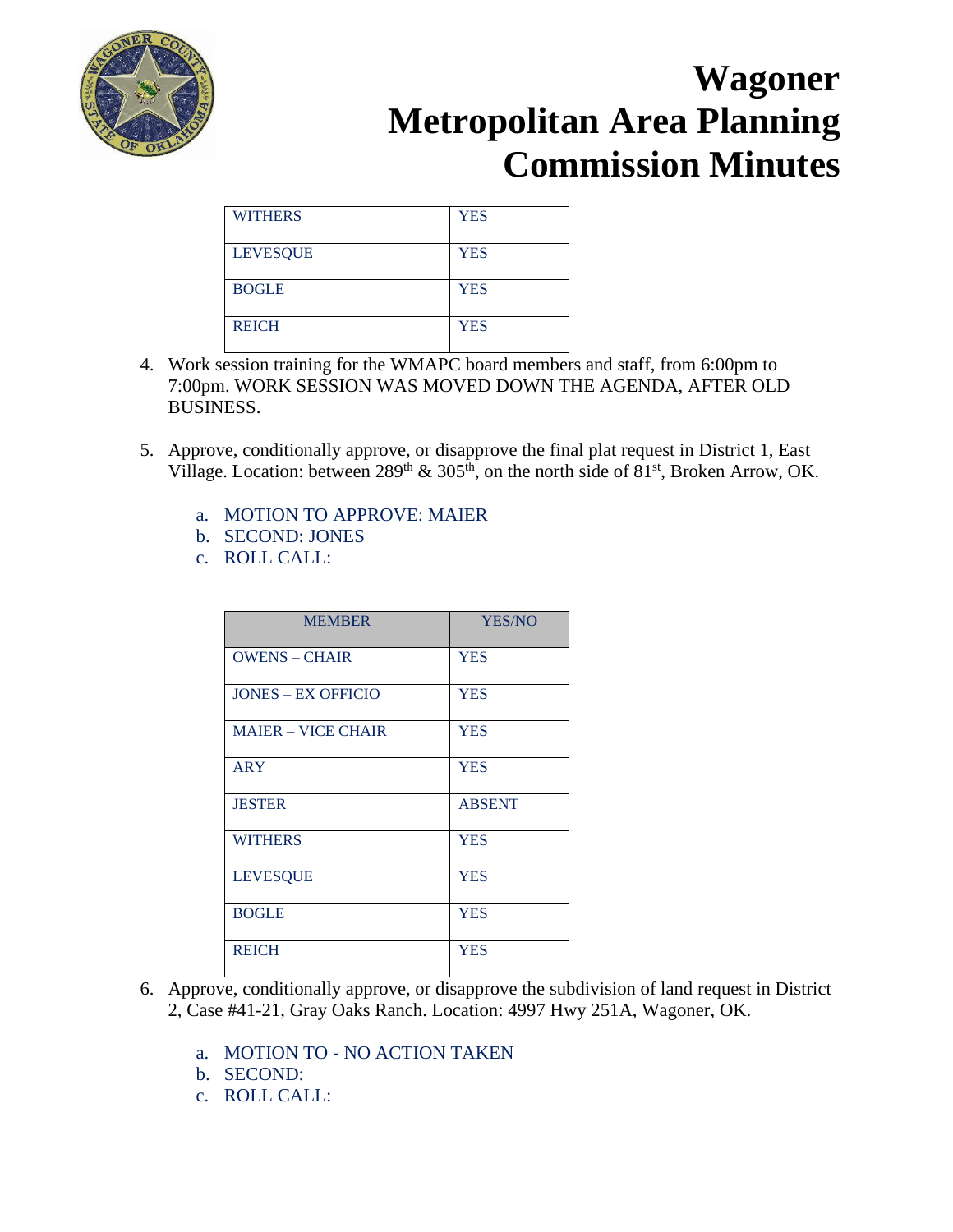| WITHERS | YES |
|---|---|
| LEVESQUE | YES |
| BOGLE | YES |
| REICH | YES |

4. Work session training for the WMAPC board members and staff, from 6:00pm to 7:00pm. WORK SESSION WAS MOVED DOWN THE AGENDA, AFTER OLD BUSINESS.

5. Approve, conditionally approve, or disapprove the final plat request in District 1, East Village. Location: between 289th & 305th, on the north side of 81st, Broken Arrow, OK.

   a. MOTION TO APPROVE: MAIER
   b. SECOND: JONES
   c. ROLL CALL:

| MEMBER | YES/NO |
|---|---|
| OWENS – CHAIR | YES |
| JONES – EX OFFICIO | YES |
| MAIER – VICE CHAIR | YES |
| ARY | YES |
| JESTER | ABSENT |
| WITHERS | YES |
| LEVESQUE | YES |
| BOGLE | YES |
| REICH | YES |

6. Approve, conditionally approve, or disapprove the subdivision of land request in District 2, Case #41-21, Gray Oaks Ranch. Location: 4997 Hwy 251A, Wagoner, OK.

   a. MOTION TO - NO ACTION TAKEN
   b. SECOND:
   c. ROLL CALL: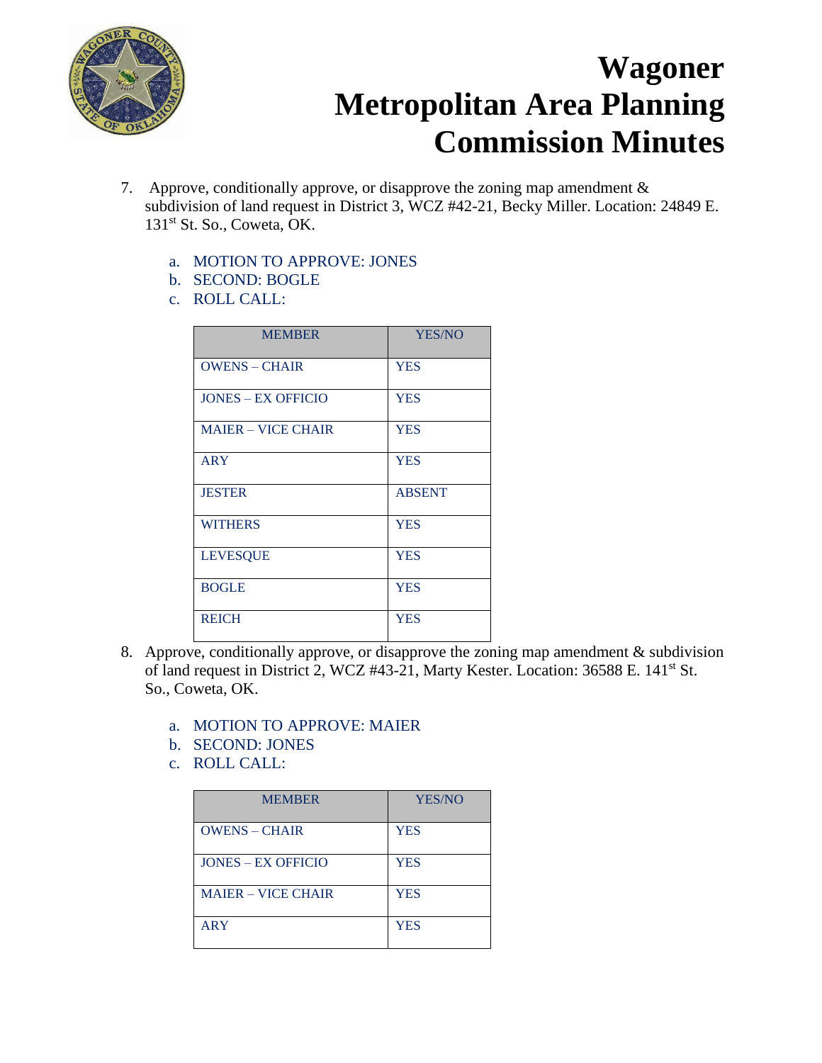# Wagoner Metropolitan Area Planning Commission Minutes

7. Approve, conditionally approve, or disapprove the zoning map amendment & subdivision of land request in District 3, WCZ #42-21, Becky Miller. Location: 24849 E. 131st St. So., Coweta, OK.

   a. MOTION TO APPROVE: JONES
   b. SECOND: BOGLE
   c. ROLL CALL:

| MEMBER | YES/NO |
|---|---|
| OWENS – CHAIR | YES |
| JONES – EX OFFICIO | YES |
| MAIER – VICE CHAIR | YES |
| ARY | YES |
| JESTER | ABSENT |
| WITHERS | YES |
| LEVESQUE | YES |
| BOGLE | YES |
| REICH | YES |

8. Approve, conditionally approve, or disapprove the zoning map amendment & subdivision of land request in District 2, WCZ #43-21, Marty Kester. Location: 36588 E. 141st St. So., Coweta, OK.

   a. MOTION TO APPROVE: MAIER
   b. SECOND: JONES
   c. ROLL CALL:

| MEMBER | YES/NO |
|---|---|
| OWENS – CHAIR | YES |
| JONES – EX OFFICIO | YES |
| MAIER – VICE CHAIR | YES |
| ARY | YES |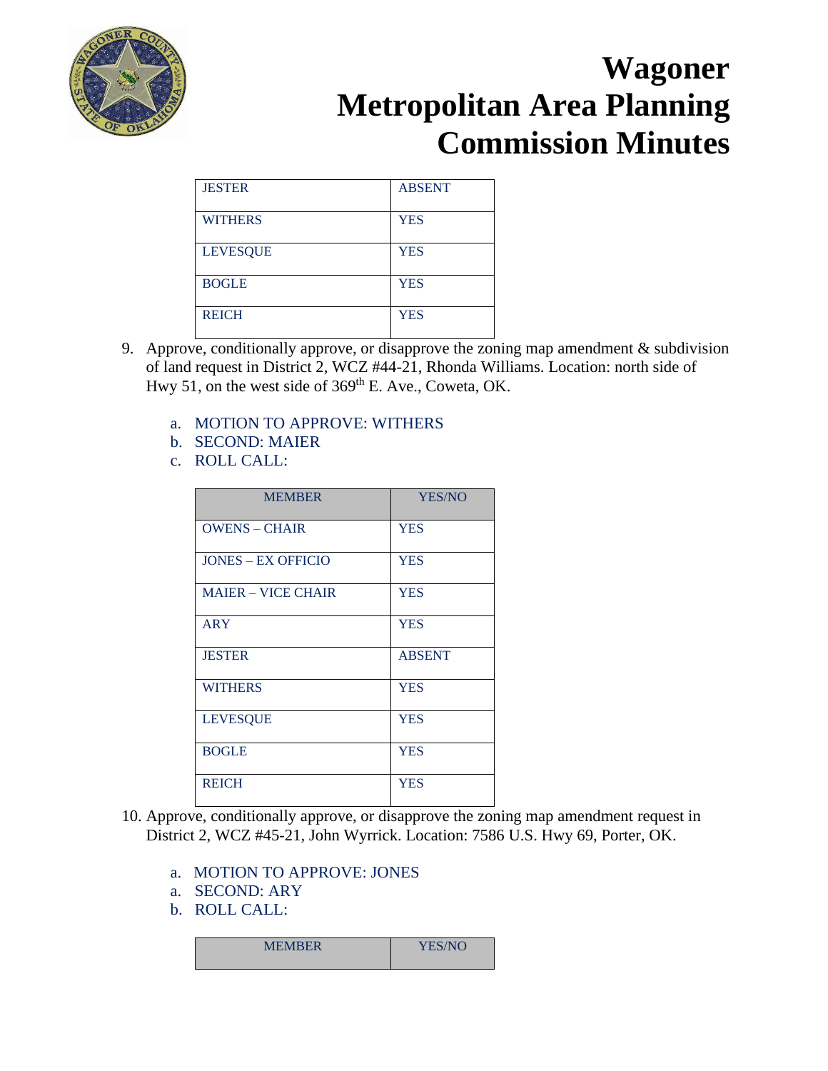| JESTER | ABSENT |
|---|---|
| WITHERS | YES |
| LEVESQUE | YES |
| BOGLE | YES |
| REICH | YES |

9. Approve, conditionally approve, or disapprove the zoning map amendment & subdivision of land request in District 2, WCZ #44-21, Rhonda Williams. Location: north side of Hwy 51, on the west side of 369th E. Ave., Coweta, OK.

   a. MOTION TO APPROVE: WITHERS
   b. SECOND: MAIER
   c. ROLL CALL:

| MEMBER | YES/NO |
|---|---|
| OWENS – CHAIR | YES |
| JONES – EX OFFICIO | YES |
| MAIER – VICE CHAIR | YES |
| ARY | YES |
| JESTER | ABSENT |
| WITHERS | YES |
| LEVESQUE | YES |
| BOGLE | YES |
| REICH | YES |

10. Approve, conditionally approve, or disapprove the zoning map amendment request in District 2, WCZ #45-21, John Wyrrick. Location: 7586 U.S. Hwy 69, Porter, OK.

   a. MOTION TO APPROVE: JONES
   a. SECOND: ARY
   b. ROLL CALL:

| MEMBER | YES/NO |
|---|---|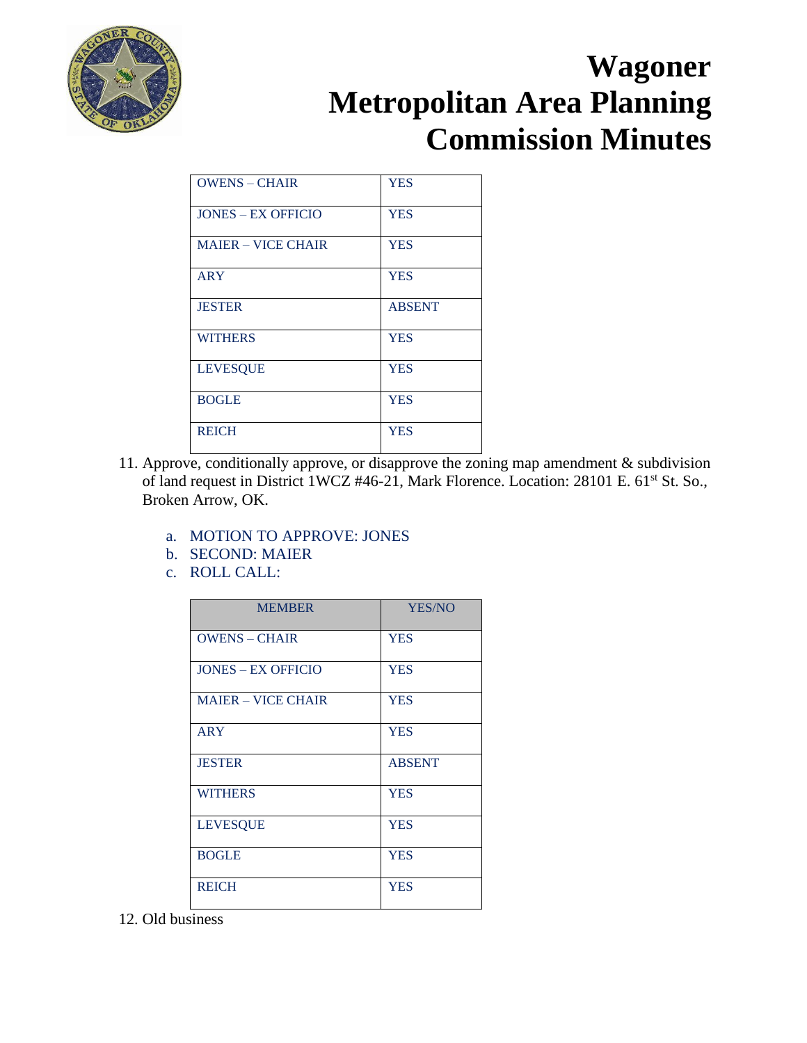# Wagoner Metropolitan Area Planning Commission Minutes

| | |
|---|---|
| OWENS – CHAIR | YES |
| JONES – EX OFFICIO | YES |
| MAIER – VICE CHAIR | YES |
| ARY | YES |
| JESTER | ABSENT |
| WITHERS | YES |
| LEVESQUE | YES |
| BOGLE | YES |
| REICH | YES |

11. Approve, conditionally approve, or disapprove the zoning map amendment & subdivision of land request in District 1WCZ #46-21, Mark Florence. Location: 28101 E. 61st St. So., Broken Arrow, OK.

    a. MOTION TO APPROVE: JONES
    b. SECOND: MAIER
    c. ROLL CALL:

| MEMBER | YES/NO |
|---|---|
| OWENS – CHAIR | YES |
| JONES – EX OFFICIO | YES |
| MAIER – VICE CHAIR | YES |
| ARY | YES |
| JESTER | ABSENT |
| WITHERS | YES |
| LEVESQUE | YES |
| BOGLE | YES |
| REICH | YES |

12. Old business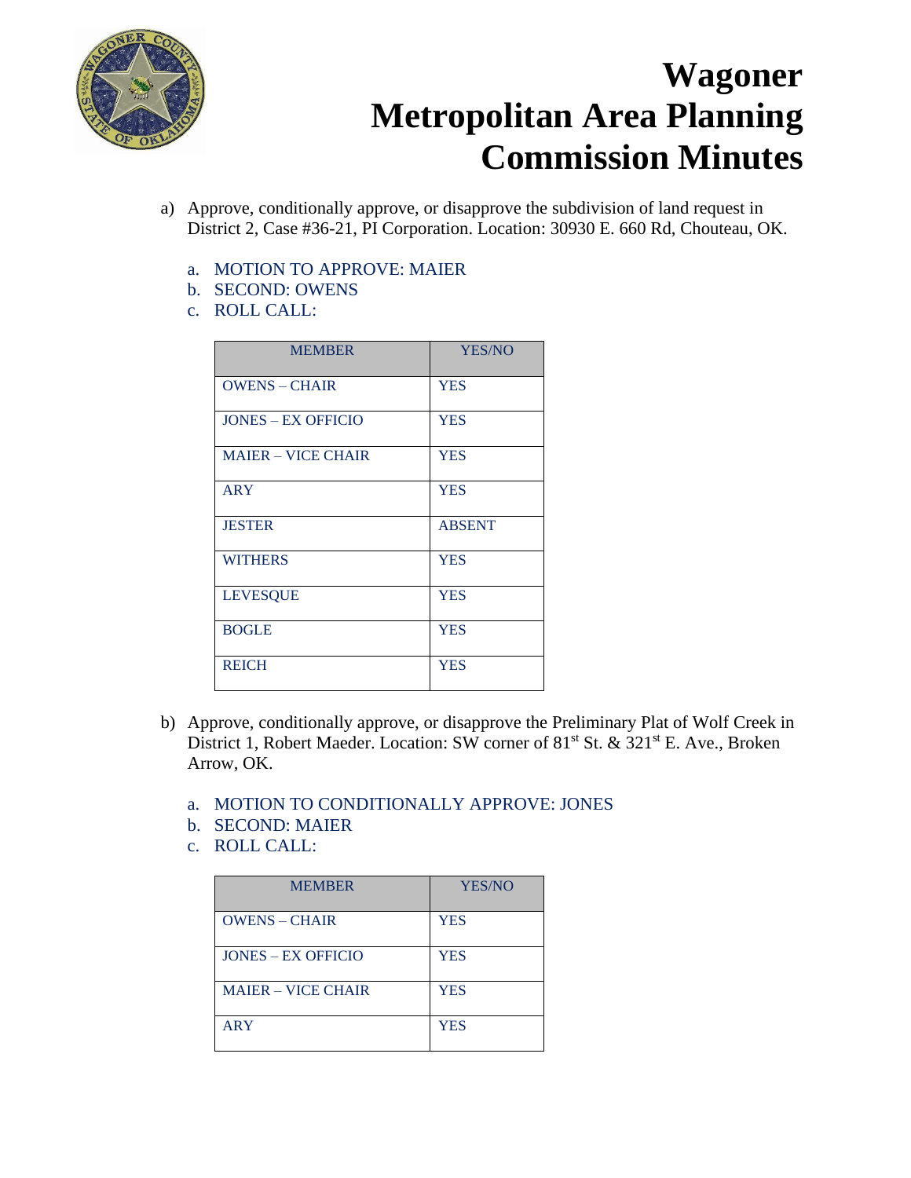# Wagoner Metropolitan Area Planning Commission Minutes

a) Approve, conditionally approve, or disapprove the subdivision of land request in District 2, Case #36-21, PI Corporation. Location: 30930 E. 660 Rd, Chouteau, OK.

   a. MOTION TO APPROVE: MAIER
   b. SECOND: OWENS
   c. ROLL CALL:

| MEMBER | YES/NO |
|---|---|
| OWENS – CHAIR | YES |
| JONES – EX OFFICIO | YES |
| MAIER – VICE CHAIR | YES |
| ARY | YES |
| JESTER | ABSENT |
| WITHERS | YES |
| LEVESQUE | YES |
| BOGLE | YES |
| REICH | YES |

b) Approve, conditionally approve, or disapprove the Preliminary Plat of Wolf Creek in District 1, Robert Maeder. Location: SW corner of 81st St. & 321st E. Ave., Broken Arrow, OK.

   a. MOTION TO CONDITIONALLY APPROVE: JONES
   b. SECOND: MAIER
   c. ROLL CALL:

| MEMBER | YES/NO |
|---|---|
| OWENS – CHAIR | YES |
| JONES – EX OFFICIO | YES |
| MAIER – VICE CHAIR | YES |
| ARY | YES |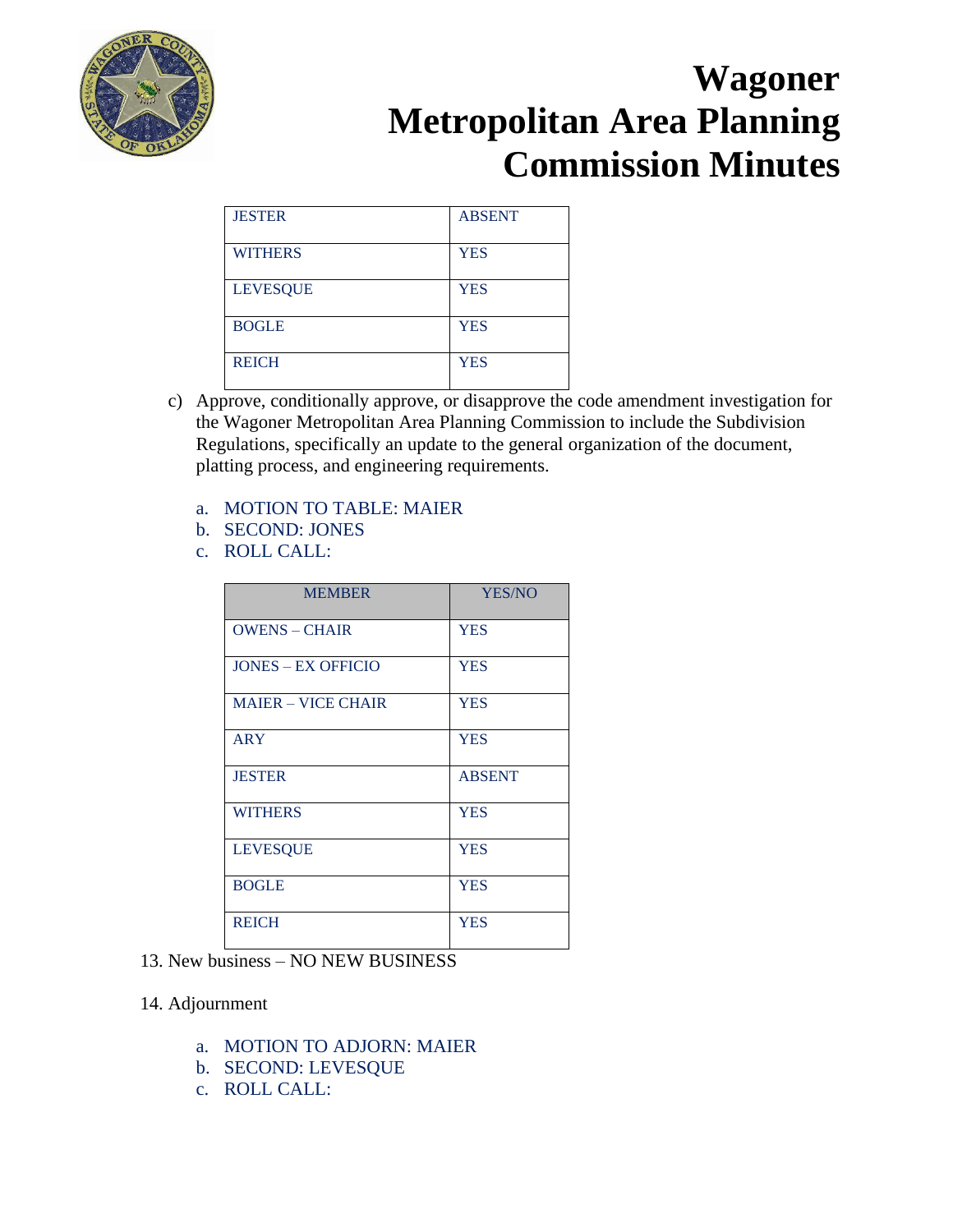# Wagoner Metropolitan Area Planning Commission Minutes

| | |
|---|---|
| JESTER | ABSENT |
| WITHERS | YES |
| LEVESQUE | YES |
| BOGLE | YES |
| REICH | YES |

c) Approve, conditionally approve, or disapprove the code amendment investigation for the Wagoner Metropolitan Area Planning Commission to include the Subdivision Regulations, specifically an update to the general organization of the document, platting process, and engineering requirements.

   a. MOTION TO TABLE: MAIER
   b. SECOND: JONES
   c. ROLL CALL:

| MEMBER | YES/NO |
|---|---|
| OWENS – CHAIR | YES |
| JONES – EX OFFICIO | YES |
| MAIER – VICE CHAIR | YES |
| ARY | YES |
| JESTER | ABSENT |
| WITHERS | YES |
| LEVESQUE | YES |
| BOGLE | YES |
| REICH | YES |

13. New business – NO NEW BUSINESS

14. Adjournment

   a. MOTION TO ADJORN: MAIER
   b. SECOND: LEVESQUE
   c. ROLL CALL: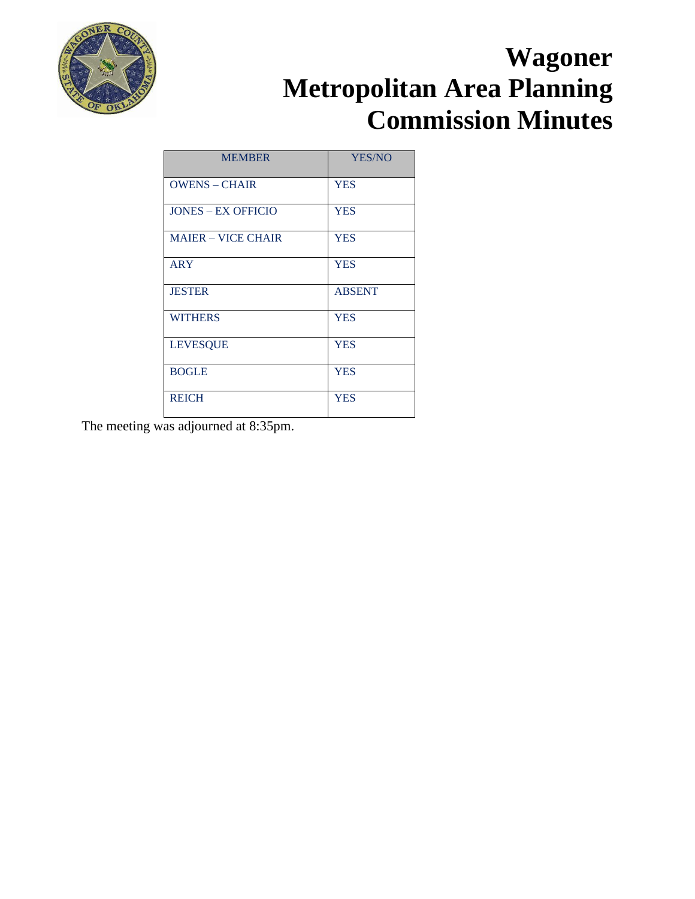# Wagoner Metropolitan Area Planning Commission Minutes

| MEMBER | YES/NO |
|---|---|
| OWENS – CHAIR | YES |
| JONES – EX OFFICIO | YES |
| MAIER – VICE CHAIR | YES |
| ARY | YES |
| JESTER | ABSENT |
| WITHERS | YES |
| LEVESQUE | YES |
| BOGLE | YES |
| REICH | YES |

The meeting was adjourned at 8:35pm.